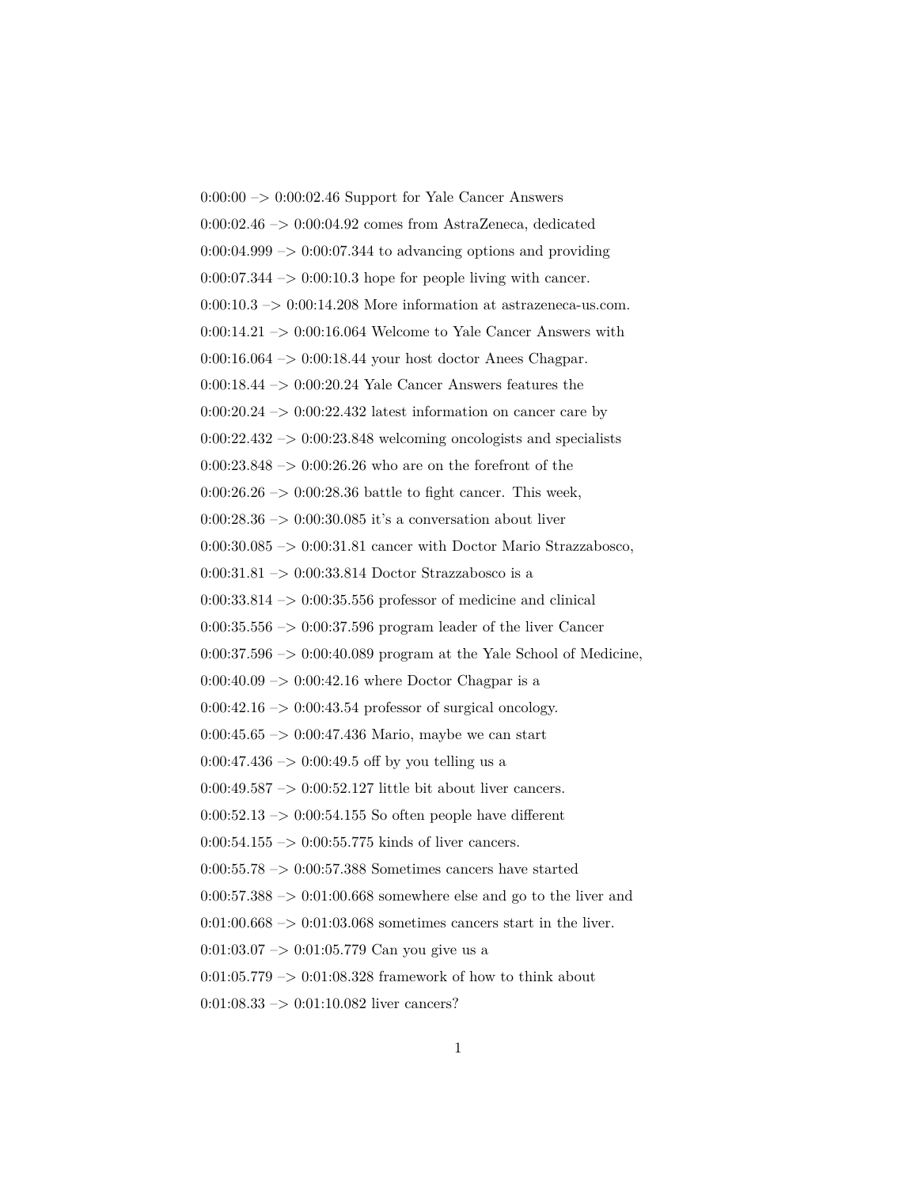0:00:00 –> 0:00:02.46 Support for Yale Cancer Answers

0:00:02.46 –> 0:00:04.92 comes from AstraZeneca, dedicated

0:00:04.999 –> 0:00:07.344 to advancing options and providing

0:00:07.344 –> 0:00:10.3 hope for people living with cancer.

0:00:10.3 –> 0:00:14.208 More information at astrazeneca-us.com.

0:00:14.21 –> 0:00:16.064 Welcome to Yale Cancer Answers with

0:00:16.064 –> 0:00:18.44 your host doctor Anees Chagpar.

0:00:18.44 –> 0:00:20.24 Yale Cancer Answers features the

0:00:20.24 –> 0:00:22.432 latest information on cancer care by

0:00:22.432 –> 0:00:23.848 welcoming oncologists and specialists

0:00:23.848 –> 0:00:26.26 who are on the forefront of the

0:00:26.26 –> 0:00:28.36 battle to fight cancer. This week,

0:00:28.36 –> 0:00:30.085 it's a conversation about liver

0:00:30.085 –> 0:00:31.81 cancer with Doctor Mario Strazzabosco,

0:00:31.81 –> 0:00:33.814 Doctor Strazzabosco is a

0:00:33.814 –> 0:00:35.556 professor of medicine and clinical

0:00:35.556 –> 0:00:37.596 program leader of the liver Cancer

0:00:37.596 –> 0:00:40.089 program at the Yale School of Medicine,

0:00:40.09 –> 0:00:42.16 where Doctor Chagpar is a

0:00:42.16 –> 0:00:43.54 professor of surgical oncology.

0:00:45.65 –> 0:00:47.436 Mario, maybe we can start

0:00:47.436 –> 0:00:49.5 off by you telling us a

0:00:49.587 –> 0:00:52.127 little bit about liver cancers.

0:00:52.13 –> 0:00:54.155 So often people have different

0:00:54.155 –> 0:00:55.775 kinds of liver cancers.

0:00:55.78 –> 0:00:57.388 Sometimes cancers have started

0:00:57.388 –> 0:01:00.668 somewhere else and go to the liver and

0:01:00.668 –> 0:01:03.068 sometimes cancers start in the liver.

0:01:03.07 –> 0:01:05.779 Can you give us a

0:01:05.779 –> 0:01:08.328 framework of how to think about

0:01:08.33 –> 0:01:10.082 liver cancers?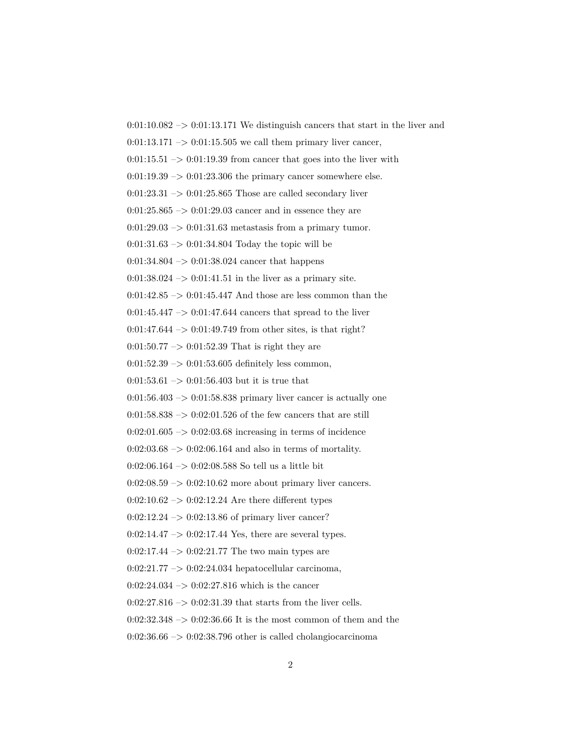0:01:10.082 –> 0:01:13.171 We distinguish cancers that start in the liver and

0:01:13.171 –> 0:01:15.505 we call them primary liver cancer,

0:01:15.51 –> 0:01:19.39 from cancer that goes into the liver with

0:01:19.39 –> 0:01:23.306 the primary cancer somewhere else.

0:01:23.31 –> 0:01:25.865 Those are called secondary liver

0:01:25.865 –> 0:01:29.03 cancer and in essence they are

0:01:29.03 –> 0:01:31.63 metastasis from a primary tumor.

0:01:31.63 –> 0:01:34.804 Today the topic will be

0:01:34.804 –> 0:01:38.024 cancer that happens

0:01:38.024 –> 0:01:41.51 in the liver as a primary site.

0:01:42.85 –> 0:01:45.447 And those are less common than the

0:01:45.447 –> 0:01:47.644 cancers that spread to the liver

0:01:47.644 –> 0:01:49.749 from other sites, is that right?

0:01:50.77 –> 0:01:52.39 That is right they are

0:01:52.39 –> 0:01:53.605 definitely less common,

0:01:53.61 –> 0:01:56.403 but it is true that

0:01:56.403 –> 0:01:58.838 primary liver cancer is actually one

0:01:58.838 –> 0:02:01.526 of the few cancers that are still

0:02:01.605 –> 0:02:03.68 increasing in terms of incidence

0:02:03.68 –> 0:02:06.164 and also in terms of mortality.

0:02:06.164 –> 0:02:08.588 So tell us a little bit

0:02:08.59 –> 0:02:10.62 more about primary liver cancers.

0:02:10.62 –> 0:02:12.24 Are there different types

0:02:12.24 –> 0:02:13.86 of primary liver cancer?

0:02:14.47 –> 0:02:17.44 Yes, there are several types.

0:02:17.44 –> 0:02:21.77 The two main types are

0:02:21.77 –> 0:02:24.034 hepatocellular carcinoma,

0:02:24.034 –> 0:02:27.816 which is the cancer

0:02:27.816 –> 0:02:31.39 that starts from the liver cells.

0:02:32.348 –> 0:02:36.66 It is the most common of them and the

0:02:36.66 –> 0:02:38.796 other is called cholangiocarcinoma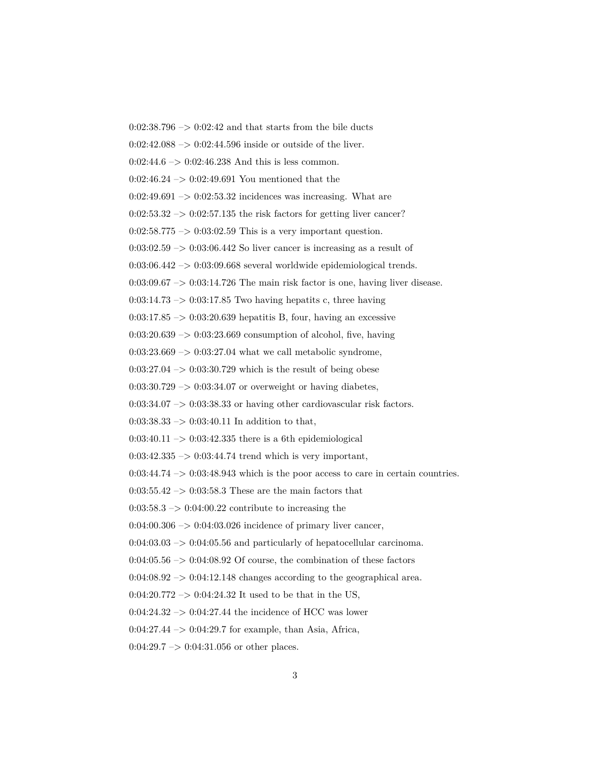0:02:38.796 –> 0:02:42 and that starts from the bile ducts

0:02:42.088 –> 0:02:44.596 inside or outside of the liver.

0:02:44.6 –> 0:02:46.238 And this is less common.

0:02:46.24 –> 0:02:49.691 You mentioned that the

0:02:49.691 –> 0:02:53.32 incidences was increasing. What are

0:02:53.32 –> 0:02:57.135 the risk factors for getting liver cancer?

0:02:58.775 –> 0:03:02.59 This is a very important question.

0:03:02.59 –> 0:03:06.442 So liver cancer is increasing as a result of

0:03:06.442 –> 0:03:09.668 several worldwide epidemiological trends.

0:03:09.67 –> 0:03:14.726 The main risk factor is one, having liver disease.

0:03:14.73 –> 0:03:17.85 Two having hepatits c, three having

0:03:17.85 –> 0:03:20.639 hepatitis B, four, having an excessive

0:03:20.639 –> 0:03:23.669 consumption of alcohol, five, having

0:03:23.669 –> 0:03:27.04 what we call metabolic syndrome,

0:03:27.04 –> 0:03:30.729 which is the result of being obese

0:03:30.729 –> 0:03:34.07 or overweight or having diabetes,

0:03:34.07 –> 0:03:38.33 or having other cardiovascular risk factors.

0:03:38.33 –> 0:03:40.11 In addition to that,

0:03:40.11 –> 0:03:42.335 there is a 6th epidemiological

0:03:42.335 –> 0:03:44.74 trend which is very important,

0:03:44.74 –> 0:03:48.943 which is the poor access to care in certain countries.

0:03:55.42 –> 0:03:58.3 These are the main factors that

0:03:58.3 –> 0:04:00.22 contribute to increasing the

0:04:00.306 –> 0:04:03.026 incidence of primary liver cancer,

0:04:03.03 –> 0:04:05.56 and particularly of hepatocellular carcinoma.

0:04:05.56 –> 0:04:08.92 Of course, the combination of these factors

0:04:08.92 –> 0:04:12.148 changes according to the geographical area.

0:04:20.772 –> 0:04:24.32 It used to be that in the US,

0:04:24.32 –> 0:04:27.44 the incidence of HCC was lower

0:04:27.44 –> 0:04:29.7 for example, than Asia, Africa,

0:04:29.7 –> 0:04:31.056 or other places.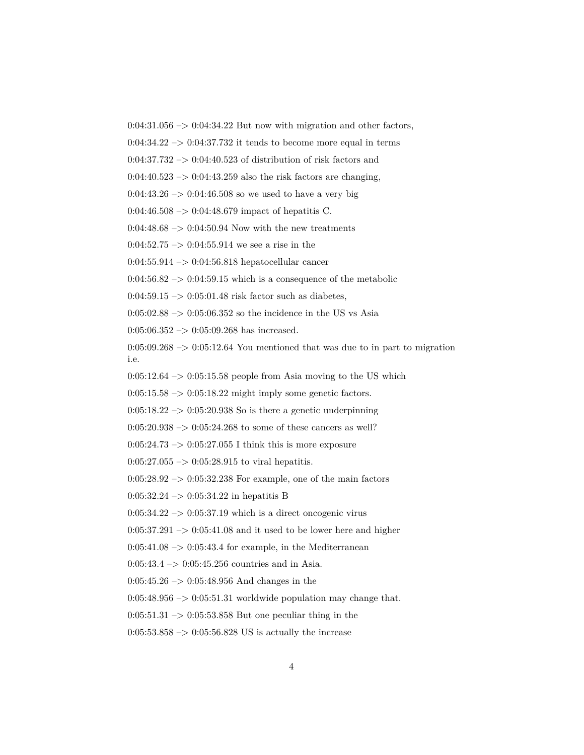0:04:31.056 –> 0:04:34.22 But now with migration and other factors,

0:04:34.22 –> 0:04:37.732 it tends to become more equal in terms

0:04:37.732 –> 0:04:40.523 of distribution of risk factors and

0:04:40.523 –> 0:04:43.259 also the risk factors are changing,

0:04:43.26 –> 0:04:46.508 so we used to have a very big

0:04:46.508 –> 0:04:48.679 impact of hepatitis C.

0:04:48.68 –> 0:04:50.94 Now with the new treatments

0:04:52.75 –> 0:04:55.914 we see a rise in the

0:04:55.914 –> 0:04:56.818 hepatocellular cancer

0:04:56.82 –> 0:04:59.15 which is a consequence of the metabolic

0:04:59.15 –> 0:05:01.48 risk factor such as diabetes,

0:05:02.88 –> 0:05:06.352 so the incidence in the US vs Asia

0:05:06.352 –> 0:05:09.268 has increased.

0:05:09.268 –> 0:05:12.64 You mentioned that was due to in part to migration i.e.

0:05:12.64 –> 0:05:15.58 people from Asia moving to the US which

0:05:15.58 –> 0:05:18.22 might imply some genetic factors.

0:05:18.22 –> 0:05:20.938 So is there a genetic underpinning

0:05:20.938 –> 0:05:24.268 to some of these cancers as well?

0:05:24.73 –> 0:05:27.055 I think this is more exposure

0:05:27.055 –> 0:05:28.915 to viral hepatitis.

0:05:28.92 –> 0:05:32.238 For example, one of the main factors

0:05:32.24 –> 0:05:34.22 in hepatitis B

0:05:34.22 –> 0:05:37.19 which is a direct oncogenic virus

0:05:37.291 –> 0:05:41.08 and it used to be lower here and higher

0:05:41.08 –> 0:05:43.4 for example, in the Mediterranean

0:05:43.4 –> 0:05:45.256 countries and in Asia.

0:05:45.26 –> 0:05:48.956 And changes in the

0:05:48.956 –> 0:05:51.31 worldwide population may change that.

0:05:51.31 –> 0:05:53.858 But one peculiar thing in the

0:05:53.858 –> 0:05:56.828 US is actually the increase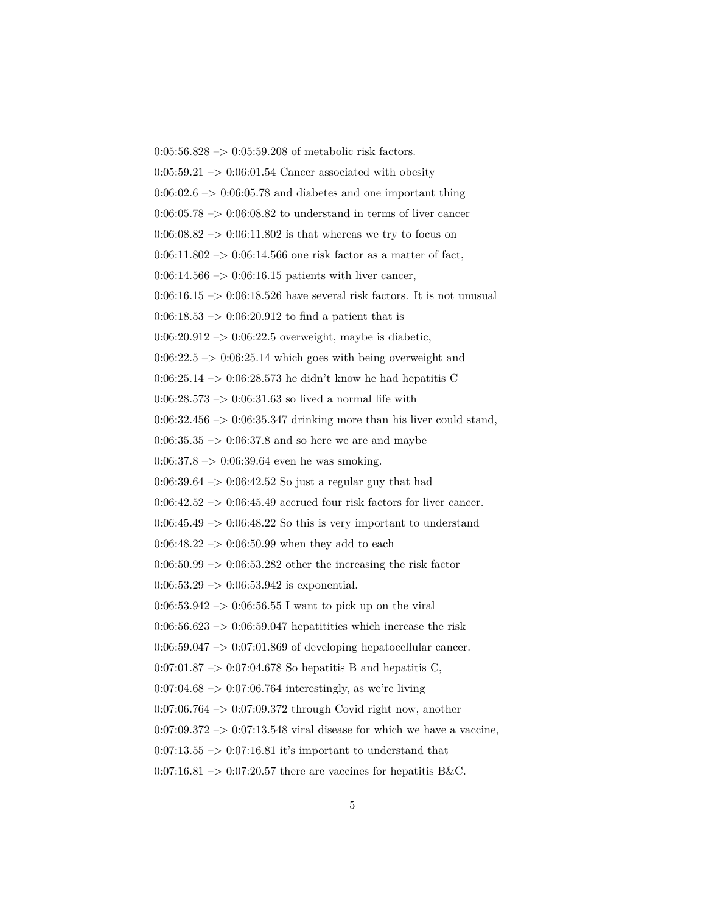0:05:56.828 –> 0:05:59.208 of metabolic risk factors.

0:05:59.21 –> 0:06:01.54 Cancer associated with obesity

0:06:02.6 –> 0:06:05.78 and diabetes and one important thing

0:06:05.78 –> 0:06:08.82 to understand in terms of liver cancer

0:06:08.82 –> 0:06:11.802 is that whereas we try to focus on

0:06:11.802 –> 0:06:14.566 one risk factor as a matter of fact,

0:06:14.566 –> 0:06:16.15 patients with liver cancer,

0:06:16.15 –> 0:06:18.526 have several risk factors. It is not unusual

0:06:18.53 –> 0:06:20.912 to find a patient that is

0:06:20.912 –> 0:06:22.5 overweight, maybe is diabetic,

0:06:22.5 –> 0:06:25.14 which goes with being overweight and

0:06:25.14 –> 0:06:28.573 he didn't know he had hepatitis C

0:06:28.573 –> 0:06:31.63 so lived a normal life with

0:06:32.456 –> 0:06:35.347 drinking more than his liver could stand,

0:06:35.35 –> 0:06:37.8 and so here we are and maybe

0:06:37.8 –> 0:06:39.64 even he was smoking.

0:06:39.64 –> 0:06:42.52 So just a regular guy that had

0:06:42.52 –> 0:06:45.49 accrued four risk factors for liver cancer.

0:06:45.49 –> 0:06:48.22 So this is very important to understand

0:06:48.22 –> 0:06:50.99 when they add to each

0:06:50.99 –> 0:06:53.282 other the increasing the risk factor

0:06:53.29 –> 0:06:53.942 is exponential.

0:06:53.942 –> 0:06:56.55 I want to pick up on the viral

0:06:56.623 –> 0:06:59.047 hepatitities which increase the risk

0:06:59.047 –> 0:07:01.869 of developing hepatocellular cancer.

0:07:01.87 –> 0:07:04.678 So hepatitis B and hepatitis C,

0:07:04.68 –> 0:07:06.764 interestingly, as we're living

0:07:06.764 –> 0:07:09.372 through Covid right now, another

0:07:09.372 –> 0:07:13.548 viral disease for which we have a vaccine,

0:07:13.55 –> 0:07:16.81 it's important to understand that

0:07:16.81 –> 0:07:20.57 there are vaccines for hepatitis B&C.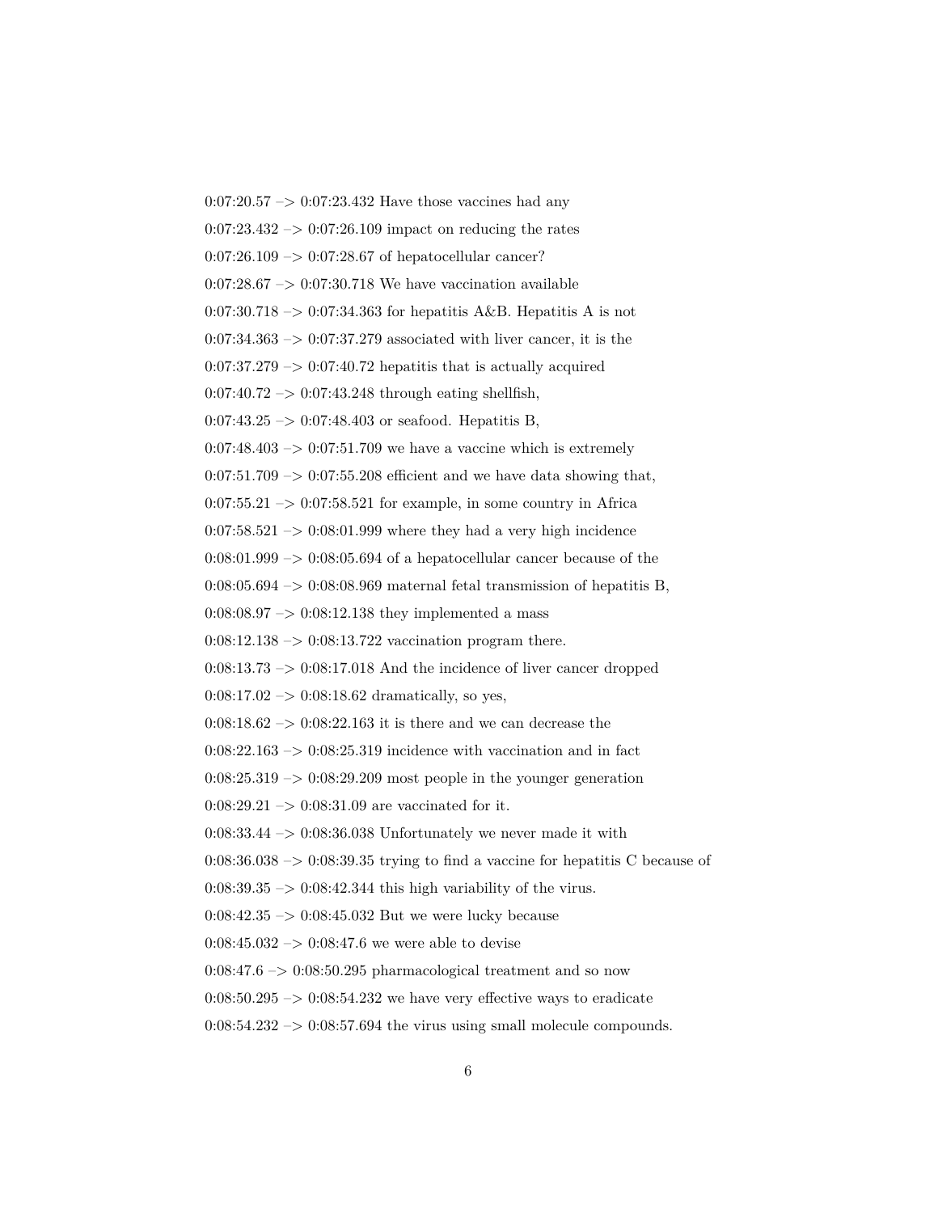0:07:20.57 –> 0:07:23.432 Have those vaccines had any

0:07:23.432 –> 0:07:26.109 impact on reducing the rates

0:07:26.109 –> 0:07:28.67 of hepatocellular cancer?

0:07:28.67 –> 0:07:30.718 We have vaccination available

0:07:30.718 –> 0:07:34.363 for hepatitis A&B. Hepatitis A is not

0:07:34.363 –> 0:07:37.279 associated with liver cancer, it is the

0:07:37.279 –> 0:07:40.72 hepatitis that is actually acquired

0:07:40.72 –> 0:07:43.248 through eating shellfish,

0:07:43.25 –> 0:07:48.403 or seafood. Hepatitis B,

0:07:48.403 –> 0:07:51.709 we have a vaccine which is extremely

0:07:51.709 –> 0:07:55.208 efficient and we have data showing that,

0:07:55.21 –> 0:07:58.521 for example, in some country in Africa

0:07:58.521 –> 0:08:01.999 where they had a very high incidence

0:08:01.999 –> 0:08:05.694 of a hepatocellular cancer because of the

0:08:05.694 –> 0:08:08.969 maternal fetal transmission of hepatitis B,

0:08:08.97 –> 0:08:12.138 they implemented a mass

0:08:12.138 –> 0:08:13.722 vaccination program there.

0:08:13.73 –> 0:08:17.018 And the incidence of liver cancer dropped

0:08:17.02 –> 0:08:18.62 dramatically, so yes,

0:08:18.62 –> 0:08:22.163 it is there and we can decrease the

0:08:22.163 –> 0:08:25.319 incidence with vaccination and in fact

0:08:25.319 –> 0:08:29.209 most people in the younger generation

0:08:29.21 –> 0:08:31.09 are vaccinated for it.

0:08:33.44 –> 0:08:36.038 Unfortunately we never made it with

0:08:36.038 –> 0:08:39.35 trying to find a vaccine for hepatitis C because of

0:08:39.35 –> 0:08:42.344 this high variability of the virus.

0:08:42.35 –> 0:08:45.032 But we were lucky because

0:08:45.032 –> 0:08:47.6 we were able to devise

0:08:47.6 –> 0:08:50.295 pharmacological treatment and so now

0:08:50.295 –> 0:08:54.232 we have very effective ways to eradicate

0:08:54.232 –> 0:08:57.694 the virus using small molecule compounds.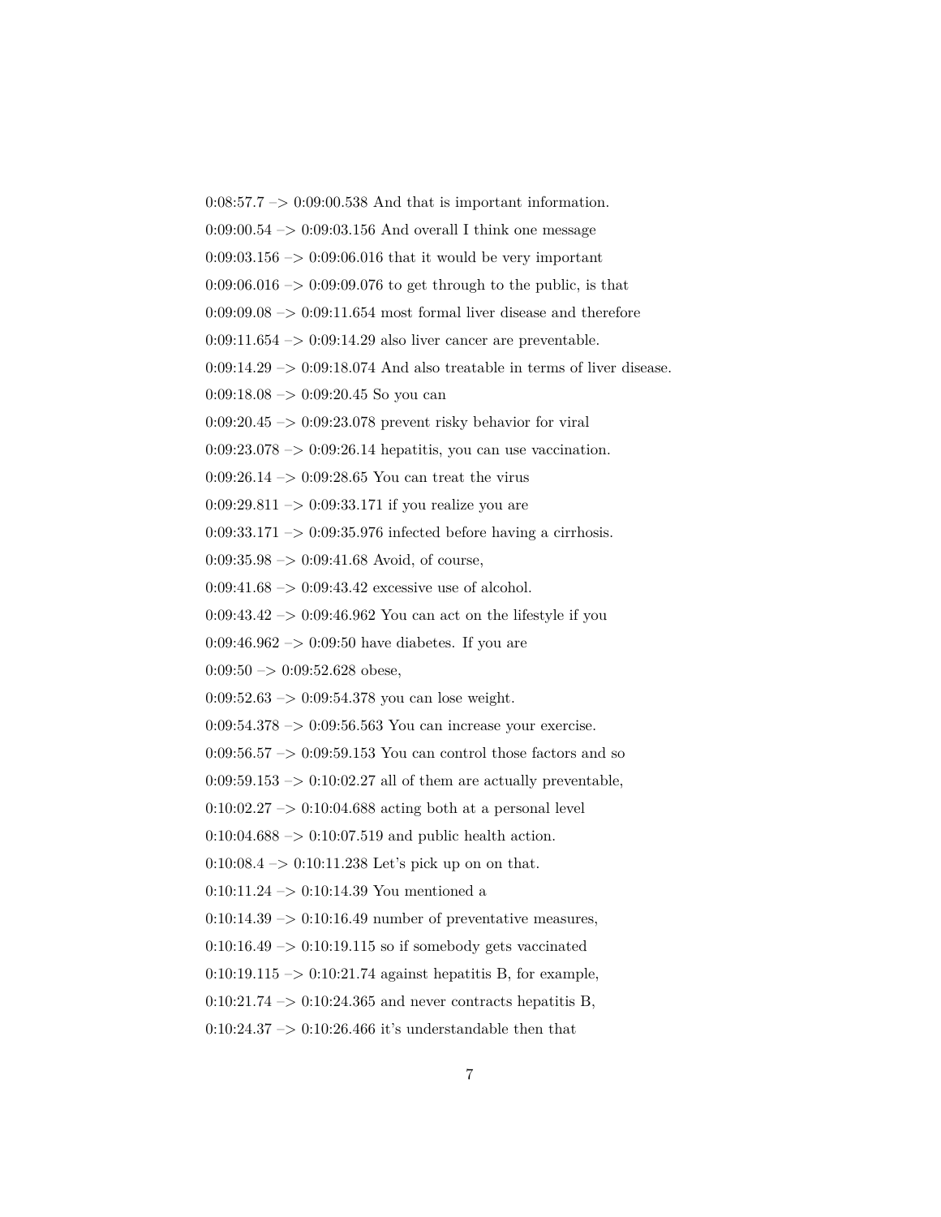0:08:57.7 –> 0:09:00.538 And that is important information.

0:09:00.54 –> 0:09:03.156 And overall I think one message

0:09:03.156 –> 0:09:06.016 that it would be very important

0:09:06.016 –> 0:09:09.076 to get through to the public, is that

0:09:09.08 –> 0:09:11.654 most formal liver disease and therefore

0:09:11.654 –> 0:09:14.29 also liver cancer are preventable.

0:09:14.29 –> 0:09:18.074 And also treatable in terms of liver disease.

0:09:18.08 –> 0:09:20.45 So you can

0:09:20.45 –> 0:09:23.078 prevent risky behavior for viral

0:09:23.078 –> 0:09:26.14 hepatitis, you can use vaccination.

0:09:26.14 –> 0:09:28.65 You can treat the virus

0:09:29.811 –> 0:09:33.171 if you realize you are

0:09:33.171 –> 0:09:35.976 infected before having a cirrhosis.

0:09:35.98 –> 0:09:41.68 Avoid, of course,

0:09:41.68 –> 0:09:43.42 excessive use of alcohol.

0:09:43.42 –> 0:09:46.962 You can act on the lifestyle if you

0:09:46.962 –> 0:09:50 have diabetes. If you are

0:09:50 –> 0:09:52.628 obese,

0:09:52.63 –> 0:09:54.378 you can lose weight.

0:09:54.378 –> 0:09:56.563 You can increase your exercise.

0:09:56.57 –> 0:09:59.153 You can control those factors and so

0:09:59.153 –> 0:10:02.27 all of them are actually preventable,

0:10:02.27 –> 0:10:04.688 acting both at a personal level

0:10:04.688 –> 0:10:07.519 and public health action.

0:10:08.4 –> 0:10:11.238 Let's pick up on on that.

0:10:11.24 –> 0:10:14.39 You mentioned a

0:10:14.39 –> 0:10:16.49 number of preventative measures,

0:10:16.49 –> 0:10:19.115 so if somebody gets vaccinated

0:10:19.115 –> 0:10:21.74 against hepatitis B, for example,

0:10:21.74 –> 0:10:24.365 and never contracts hepatitis B,

0:10:24.37 –> 0:10:26.466 it's understandable then that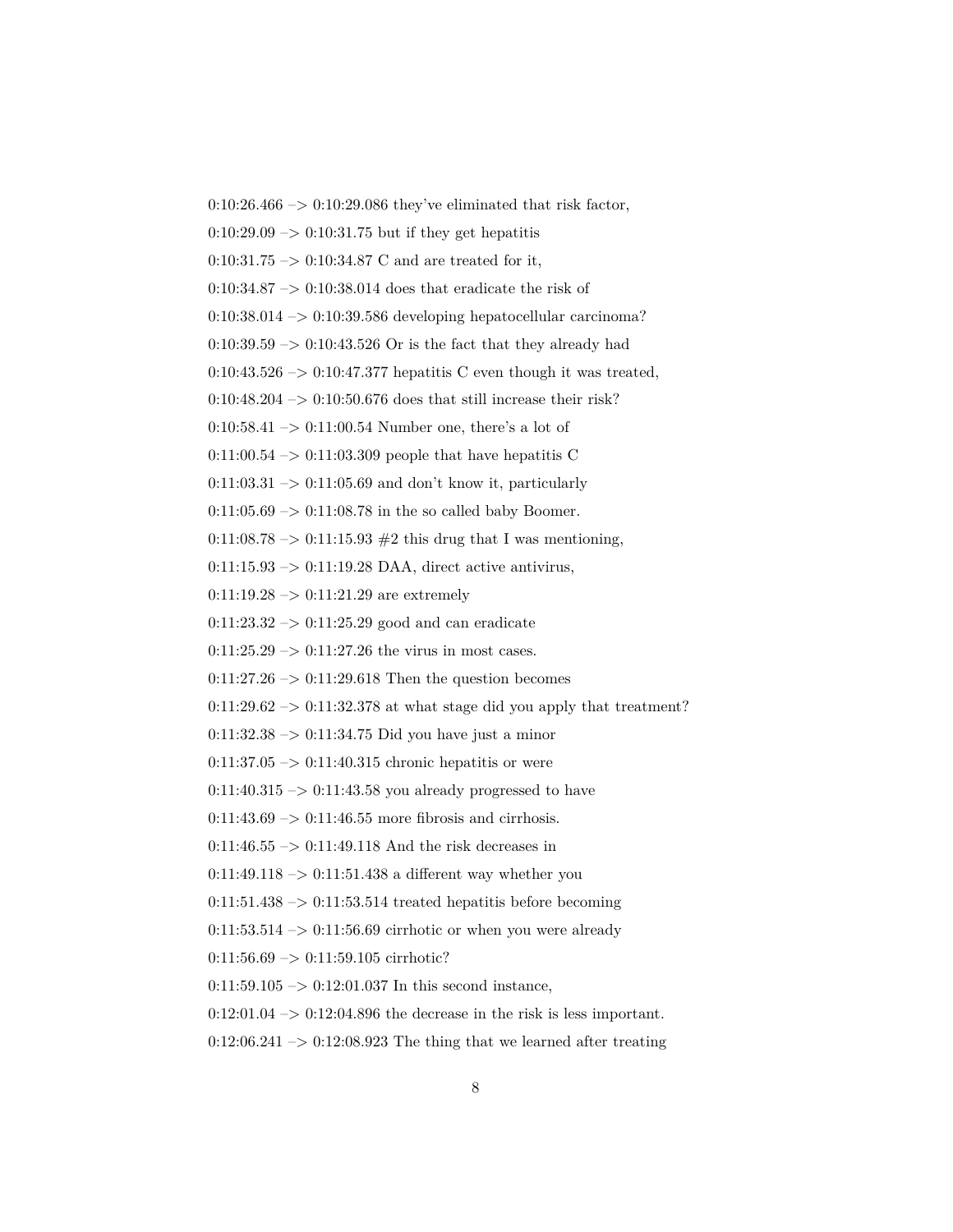0:10:26.466 –> 0:10:29.086 they've eliminated that risk factor,

0:10:29.09 –> 0:10:31.75 but if they get hepatitis

0:10:31.75 –> 0:10:34.87 C and are treated for it,

0:10:34.87 –> 0:10:38.014 does that eradicate the risk of

0:10:38.014 –> 0:10:39.586 developing hepatocellular carcinoma?

0:10:39.59 –> 0:10:43.526 Or is the fact that they already had

0:10:43.526 –> 0:10:47.377 hepatitis C even though it was treated,

0:10:48.204 –> 0:10:50.676 does that still increase their risk?

0:10:58.41 –> 0:11:00.54 Number one, there's a lot of

0:11:00.54 –> 0:11:03.309 people that have hepatitis C

0:11:03.31 –> 0:11:05.69 and don't know it, particularly

0:11:05.69 –> 0:11:08.78 in the so called baby Boomer.

0:11:08.78 –> 0:11:15.93 #2 this drug that I was mentioning,

0:11:15.93 –> 0:11:19.28 DAA, direct active antivirus,

0:11:19.28 –> 0:11:21.29 are extremely

0:11:23.32 –> 0:11:25.29 good and can eradicate

0:11:25.29 –> 0:11:27.26 the virus in most cases.

0:11:27.26 –> 0:11:29.618 Then the question becomes

0:11:29.62 –> 0:11:32.378 at what stage did you apply that treatment?

0:11:32.38 –> 0:11:34.75 Did you have just a minor

0:11:37.05 –> 0:11:40.315 chronic hepatitis or were

0:11:40.315 –> 0:11:43.58 you already progressed to have

0:11:43.69 –> 0:11:46.55 more fibrosis and cirrhosis.

0:11:46.55 –> 0:11:49.118 And the risk decreases in

0:11:49.118 –> 0:11:51.438 a different way whether you

0:11:51.438 –> 0:11:53.514 treated hepatitis before becoming

0:11:53.514 –> 0:11:56.69 cirrhotic or when you were already

0:11:56.69 –> 0:11:59.105 cirrhotic?

0:11:59.105 –> 0:12:01.037 In this second instance,

0:12:01.04 –> 0:12:04.896 the decrease in the risk is less important.

0:12:06.241 –> 0:12:08.923 The thing that we learned after treating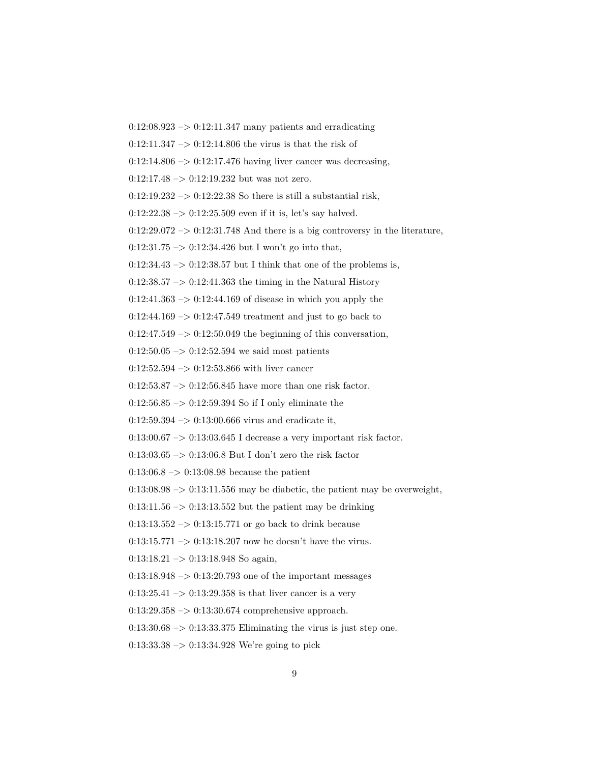0:12:08.923 –> 0:12:11.347 many patients and erradicating

0:12:11.347 –> 0:12:14.806 the virus is that the risk of

0:12:14.806 –> 0:12:17.476 having liver cancer was decreasing,

0:12:17.48 –> 0:12:19.232 but was not zero.

0:12:19.232 –> 0:12:22.38 So there is still a substantial risk,

0:12:22.38 –> 0:12:25.509 even if it is, let's say halved.

0:12:29.072 –> 0:12:31.748 And there is a big controversy in the literature,

0:12:31.75 –> 0:12:34.426 but I won't go into that,

0:12:34.43 –> 0:12:38.57 but I think that one of the problems is,

0:12:38.57 –> 0:12:41.363 the timing in the Natural History

0:12:41.363 –> 0:12:44.169 of disease in which you apply the

0:12:44.169 –> 0:12:47.549 treatment and just to go back to

0:12:47.549 –> 0:12:50.049 the beginning of this conversation,

0:12:50.05 –> 0:12:52.594 we said most patients

0:12:52.594 –> 0:12:53.866 with liver cancer

0:12:53.87 –> 0:12:56.845 have more than one risk factor.

0:12:56.85 –> 0:12:59.394 So if I only eliminate the

0:12:59.394 –> 0:13:00.666 virus and eradicate it,

0:13:00.67 –> 0:13:03.645 I decrease a very important risk factor.

0:13:03.65 –> 0:13:06.8 But I don't zero the risk factor

0:13:06.8 –> 0:13:08.98 because the patient

0:13:08.98 –> 0:13:11.556 may be diabetic, the patient may be overweight,

0:13:11.56 –> 0:13:13.552 but the patient may be drinking

0:13:13.552 –> 0:13:15.771 or go back to drink because

0:13:15.771 –> 0:13:18.207 now he doesn't have the virus.

0:13:18.21 –> 0:13:18.948 So again,

0:13:18.948 –> 0:13:20.793 one of the important messages

0:13:25.41 –> 0:13:29.358 is that liver cancer is a very

0:13:29.358 –> 0:13:30.674 comprehensive approach.

0:13:30.68 –> 0:13:33.375 Eliminating the virus is just step one.

0:13:33.38 –> 0:13:34.928 We're going to pick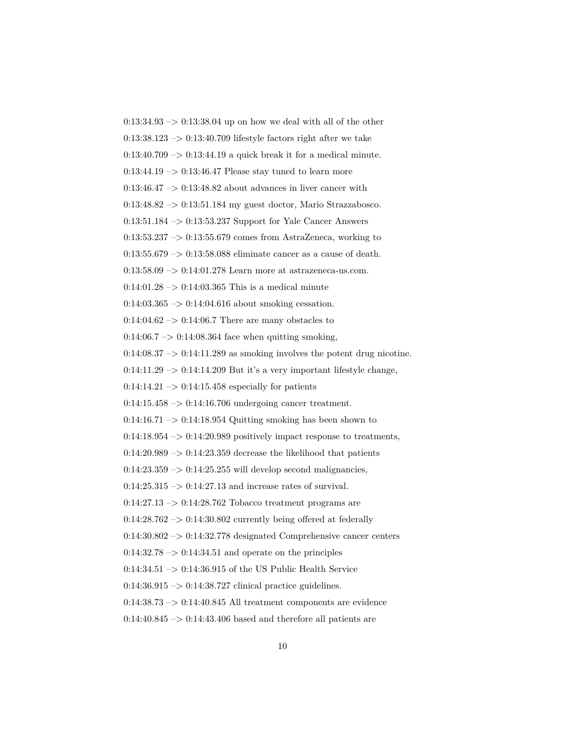0:13:34.93 –> 0:13:38.04 up on how we deal with all of the other

0:13:38.123 –> 0:13:40.709 lifestyle factors right after we take

0:13:40.709 –> 0:13:44.19 a quick break it for a medical minute.

0:13:44.19 –> 0:13:46.47 Please stay tuned to learn more

0:13:46.47 –> 0:13:48.82 about advances in liver cancer with

0:13:48.82 –> 0:13:51.184 my guest doctor, Mario Strazzabosco.

0:13:51.184 –> 0:13:53.237 Support for Yale Cancer Answers

0:13:53.237 –> 0:13:55.679 comes from AstraZeneca, working to

0:13:55.679 –> 0:13:58.088 eliminate cancer as a cause of death.

0:13:58.09 –> 0:14:01.278 Learn more at astrazeneca-us.com.

0:14:01.28 –> 0:14:03.365 This is a medical minute

0:14:03.365 –> 0:14:04.616 about smoking cessation.

0:14:04.62 –> 0:14:06.7 There are many obstacles to

0:14:06.7 –> 0:14:08.364 face when quitting smoking,

0:14:08.37 –> 0:14:11.289 as smoking involves the potent drug nicotine.

0:14:11.29 –> 0:14:14.209 But it's a very important lifestyle change,

0:14:14.21 –> 0:14:15.458 especially for patients

0:14:15.458 –> 0:14:16.706 undergoing cancer treatment.

0:14:16.71 –> 0:14:18.954 Quitting smoking has been shown to

0:14:18.954 –> 0:14:20.989 positively impact response to treatments,

0:14:20.989 –> 0:14:23.359 decrease the likelihood that patients

0:14:23.359 –> 0:14:25.255 will develop second malignancies,

0:14:25.315 –> 0:14:27.13 and increase rates of survival.

0:14:27.13 –> 0:14:28.762 Tobacco treatment programs are

0:14:28.762 –> 0:14:30.802 currently being offered at federally

0:14:30.802 –> 0:14:32.778 designated Comprehensive cancer centers

0:14:32.78 –> 0:14:34.51 and operate on the principles

0:14:34.51 –> 0:14:36.915 of the US Public Health Service

0:14:36.915 –> 0:14:38.727 clinical practice guidelines.

0:14:38.73 –> 0:14:40.845 All treatment components are evidence

0:14:40.845 –> 0:14:43.406 based and therefore all patients are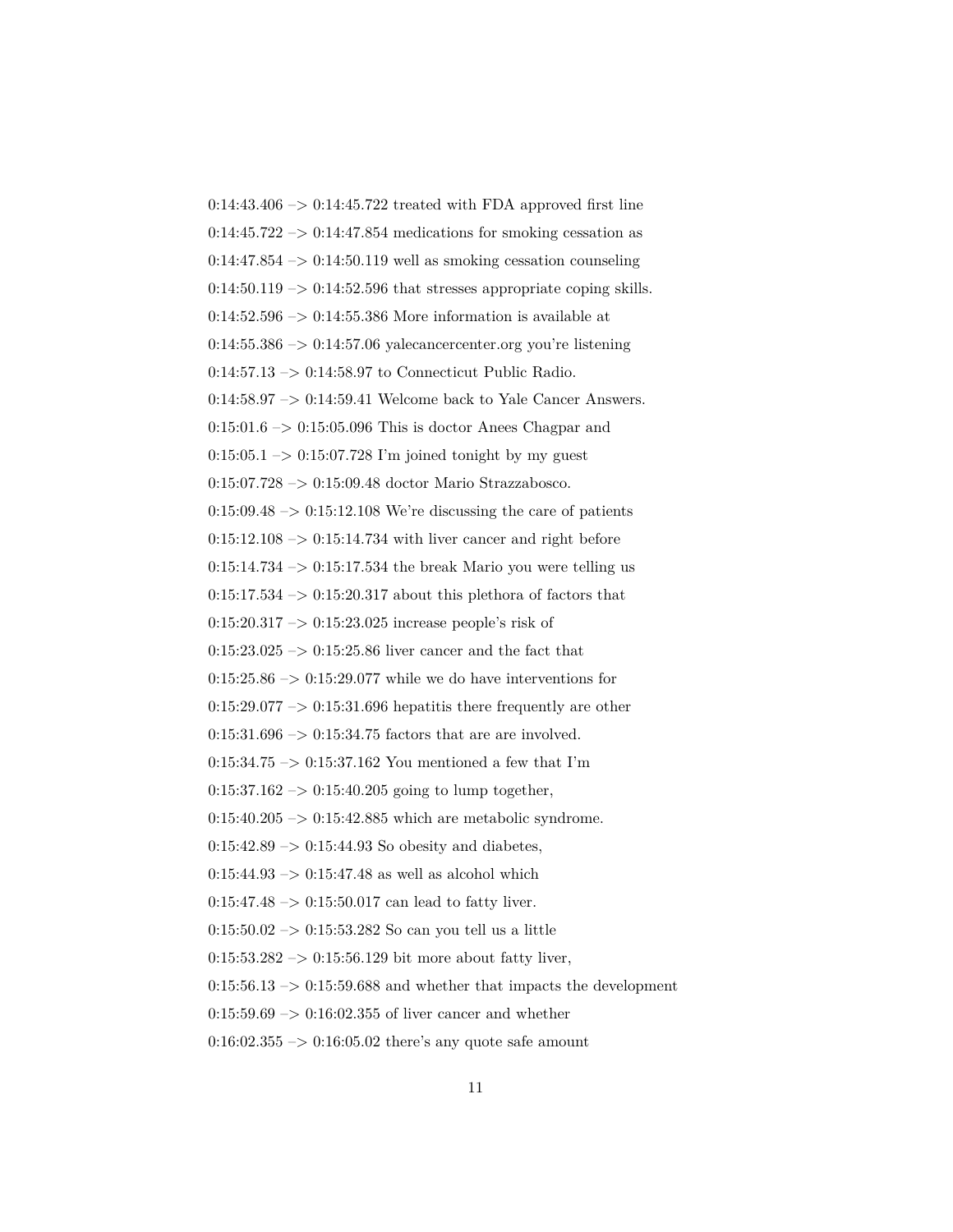0:14:43.406 –> 0:14:45.722 treated with FDA approved first line

0:14:45.722 –> 0:14:47.854 medications for smoking cessation as

0:14:47.854 –> 0:14:50.119 well as smoking cessation counseling

0:14:50.119 –> 0:14:52.596 that stresses appropriate coping skills.

0:14:52.596 –> 0:14:55.386 More information is available at

0:14:55.386 –> 0:14:57.06 yalecancercenter.org you're listening

0:14:57.13 –> 0:14:58.97 to Connecticut Public Radio.

0:14:58.97 –> 0:14:59.41 Welcome back to Yale Cancer Answers.

0:15:01.6 –> 0:15:05.096 This is doctor Anees Chagpar and

0:15:05.1 –> 0:15:07.728 I'm joined tonight by my guest

0:15:07.728 –> 0:15:09.48 doctor Mario Strazzabosco.

0:15:09.48 –> 0:15:12.108 We're discussing the care of patients

0:15:12.108 –> 0:15:14.734 with liver cancer and right before

0:15:14.734 –> 0:15:17.534 the break Mario you were telling us

0:15:17.534 –> 0:15:20.317 about this plethora of factors that

0:15:20.317 –> 0:15:23.025 increase people's risk of

0:15:23.025 –> 0:15:25.86 liver cancer and the fact that

0:15:25.86 –> 0:15:29.077 while we do have interventions for

0:15:29.077 –> 0:15:31.696 hepatitis there frequently are other

0:15:31.696 –> 0:15:34.75 factors that are are involved.

0:15:34.75 –> 0:15:37.162 You mentioned a few that I'm

0:15:37.162 –> 0:15:40.205 going to lump together,

0:15:40.205 –> 0:15:42.885 which are metabolic syndrome.

0:15:42.89 –> 0:15:44.93 So obesity and diabetes,

0:15:44.93 –> 0:15:47.48 as well as alcohol which

0:15:47.48 –> 0:15:50.017 can lead to fatty liver.

0:15:50.02 –> 0:15:53.282 So can you tell us a little

0:15:53.282 –> 0:15:56.129 bit more about fatty liver,

0:15:56.13 –> 0:15:59.688 and whether that impacts the development

0:15:59.69 –> 0:16:02.355 of liver cancer and whether

0:16:02.355 –> 0:16:05.02 there's any quote safe amount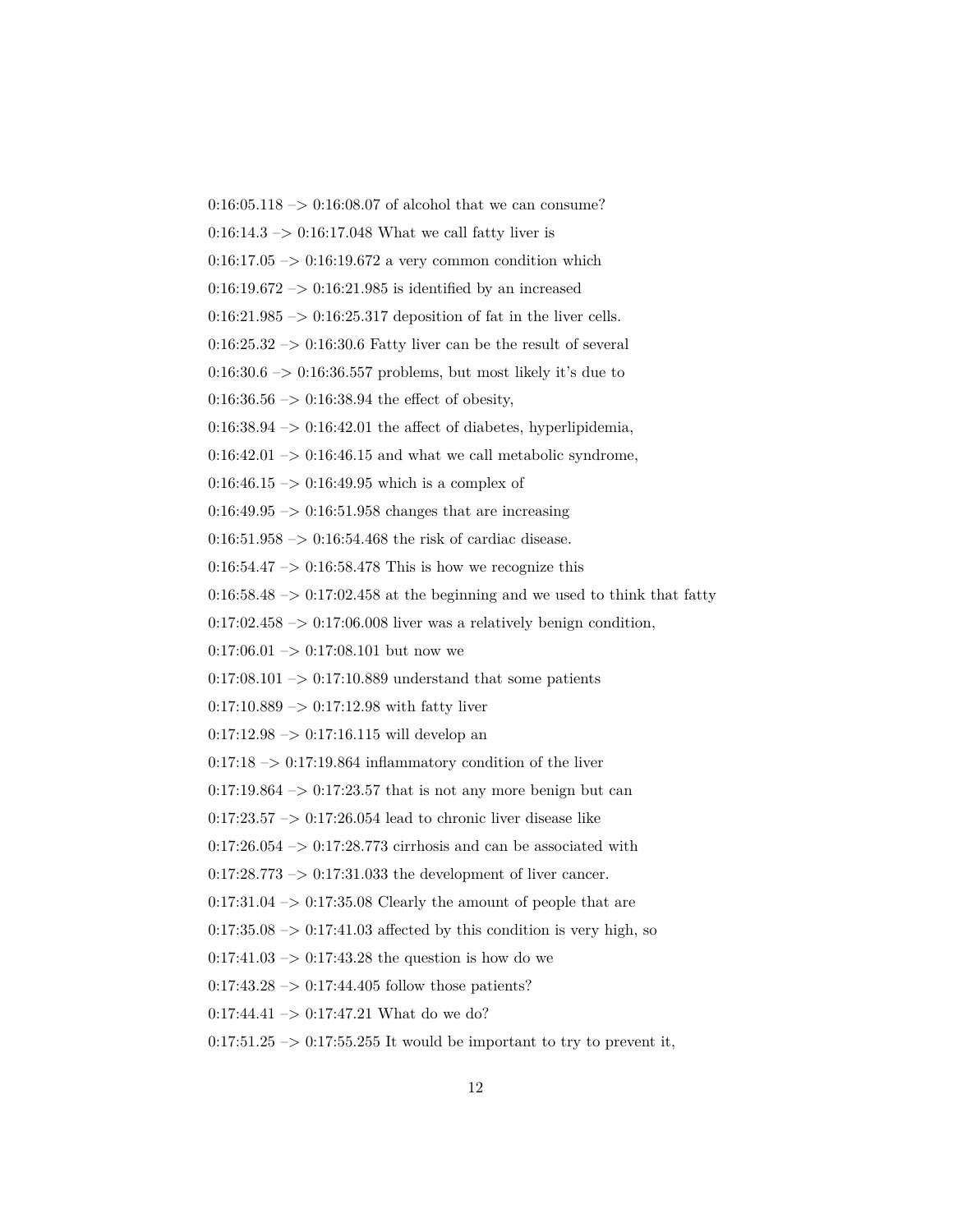0:16:05.118 –> 0:16:08.07 of alcohol that we can consume?

0:16:14.3 –> 0:16:17.048 What we call fatty liver is

0:16:17.05 –> 0:16:19.672 a very common condition which

0:16:19.672 –> 0:16:21.985 is identified by an increased

0:16:21.985 –> 0:16:25.317 deposition of fat in the liver cells.

0:16:25.32 –> 0:16:30.6 Fatty liver can be the result of several

0:16:30.6 –> 0:16:36.557 problems, but most likely it's due to

0:16:36.56 –> 0:16:38.94 the effect of obesity,

0:16:38.94 –> 0:16:42.01 the affect of diabetes, hyperlipidemia,

0:16:42.01 –> 0:16:46.15 and what we call metabolic syndrome,

0:16:46.15 –> 0:16:49.95 which is a complex of

0:16:49.95 –> 0:16:51.958 changes that are increasing

0:16:51.958 –> 0:16:54.468 the risk of cardiac disease.

0:16:54.47 –> 0:16:58.478 This is how we recognize this

0:16:58.48 –> 0:17:02.458 at the beginning and we used to think that fatty

0:17:02.458 –> 0:17:06.008 liver was a relatively benign condition,

0:17:06.01 –> 0:17:08.101 but now we

0:17:08.101 –> 0:17:10.889 understand that some patients

0:17:10.889 –> 0:17:12.98 with fatty liver

0:17:12.98 –> 0:17:16.115 will develop an

0:17:18 –> 0:17:19.864 inflammatory condition of the liver

0:17:19.864 –> 0:17:23.57 that is not any more benign but can

0:17:23.57 –> 0:17:26.054 lead to chronic liver disease like

0:17:26.054 –> 0:17:28.773 cirrhosis and can be associated with

0:17:28.773 –> 0:17:31.033 the development of liver cancer.

0:17:31.04 –> 0:17:35.08 Clearly the amount of people that are

0:17:35.08 –> 0:17:41.03 affected by this condition is very high, so

0:17:41.03 –> 0:17:43.28 the question is how do we

0:17:43.28 –> 0:17:44.405 follow those patients?

0:17:44.41 –> 0:17:47.21 What do we do?

0:17:51.25 –> 0:17:55.255 It would be important to try to prevent it,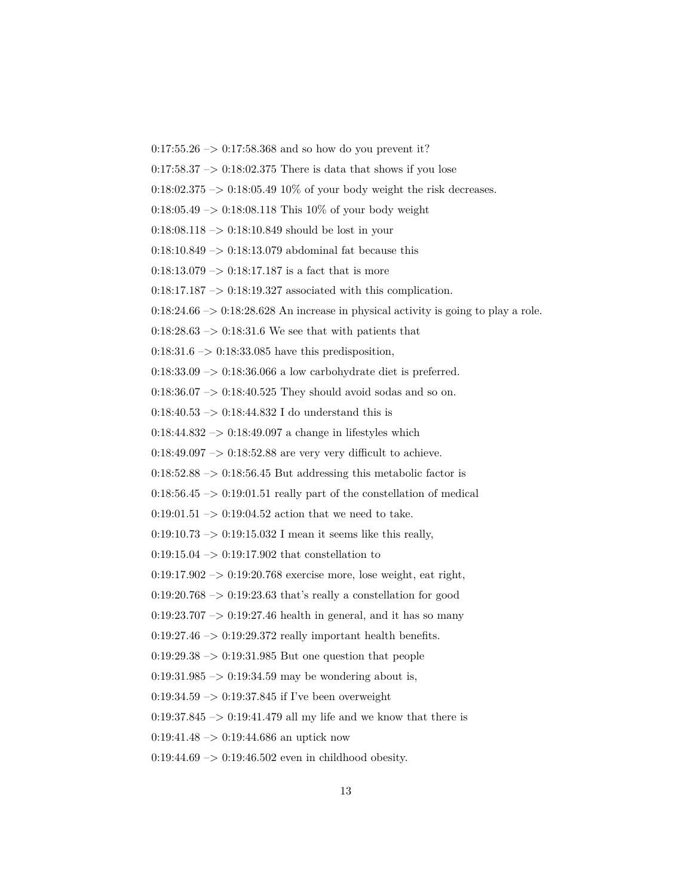0:17:55.26 –> 0:17:58.368 and so how do you prevent it?

0:17:58.37 –> 0:18:02.375 There is data that shows if you lose

0:18:02.375 –> 0:18:05.49 10% of your body weight the risk decreases.

0:18:05.49 –> 0:18:08.118 This 10% of your body weight

0:18:08.118 –> 0:18:10.849 should be lost in your

0:18:10.849 –> 0:18:13.079 abdominal fat because this

0:18:13.079 –> 0:18:17.187 is a fact that is more

0:18:17.187 –> 0:18:19.327 associated with this complication.

0:18:24.66 –> 0:18:28.628 An increase in physical activity is going to play a role.

0:18:28.63 –> 0:18:31.6 We see that with patients that

0:18:31.6 –> 0:18:33.085 have this predisposition,

0:18:33.09 –> 0:18:36.066 a low carbohydrate diet is preferred.

0:18:36.07 –> 0:18:40.525 They should avoid sodas and so on.

0:18:40.53 –> 0:18:44.832 I do understand this is

0:18:44.832 –> 0:18:49.097 a change in lifestyles which

0:18:49.097 –> 0:18:52.88 are very very difficult to achieve.

0:18:52.88 –> 0:18:56.45 But addressing this metabolic factor is

0:18:56.45 –> 0:19:01.51 really part of the constellation of medical

0:19:01.51 –> 0:19:04.52 action that we need to take.

0:19:10.73 –> 0:19:15.032 I mean it seems like this really,

0:19:15.04 –> 0:19:17.902 that constellation to

0:19:17.902 –> 0:19:20.768 exercise more, lose weight, eat right,

0:19:20.768 –> 0:19:23.63 that's really a constellation for good

0:19:23.707 –> 0:19:27.46 health in general, and it has so many

0:19:27.46 –> 0:19:29.372 really important health benefits.

0:19:29.38 –> 0:19:31.985 But one question that people

0:19:31.985 –> 0:19:34.59 may be wondering about is,

0:19:34.59 –> 0:19:37.845 if I've been overweight

0:19:37.845 –> 0:19:41.479 all my life and we know that there is

0:19:41.48 –> 0:19:44.686 an uptick now

0:19:44.69 –> 0:19:46.502 even in childhood obesity.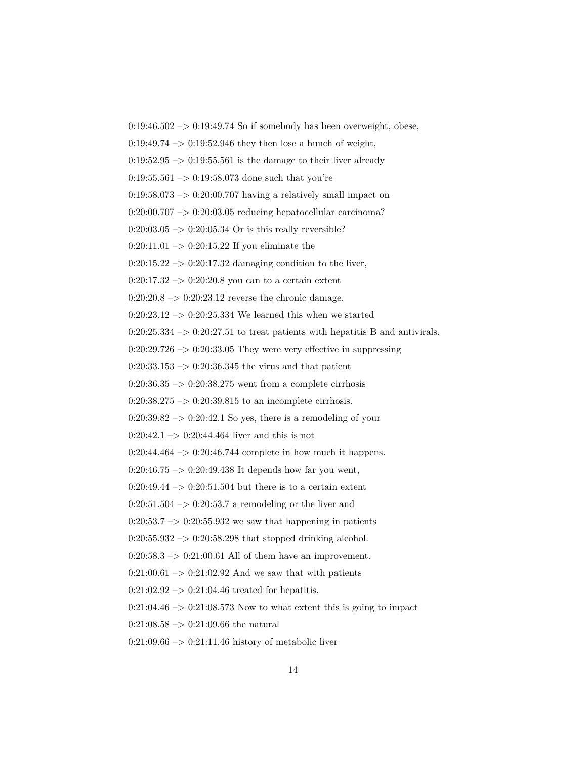0:19:46.502 –> 0:19:49.74 So if somebody has been overweight, obese,

0:19:49.74 –> 0:19:52.946 they then lose a bunch of weight,

0:19:52.95 –> 0:19:55.561 is the damage to their liver already

0:19:55.561 –> 0:19:58.073 done such that you're

0:19:58.073 –> 0:20:00.707 having a relatively small impact on

0:20:00.707 –> 0:20:03.05 reducing hepatocellular carcinoma?

0:20:03.05 –> 0:20:05.34 Or is this really reversible?

0:20:11.01 –> 0:20:15.22 If you eliminate the

0:20:15.22 –> 0:20:17.32 damaging condition to the liver,

0:20:17.32 –> 0:20:20.8 you can to a certain extent

0:20:20.8 –> 0:20:23.12 reverse the chronic damage.

0:20:23.12 –> 0:20:25.334 We learned this when we started

0:20:25.334 –> 0:20:27.51 to treat patients with hepatitis B and antivirals.

0:20:29.726 –> 0:20:33.05 They were very effective in suppressing

0:20:33.153 –> 0:20:36.345 the virus and that patient

0:20:36.35 –> 0:20:38.275 went from a complete cirrhosis

0:20:38.275 –> 0:20:39.815 to an incomplete cirrhosis.

0:20:39.82 –> 0:20:42.1 So yes, there is a remodeling of your

0:20:42.1 –> 0:20:44.464 liver and this is not

0:20:44.464 –> 0:20:46.744 complete in how much it happens.

0:20:46.75 –> 0:20:49.438 It depends how far you went,

0:20:49.44 –> 0:20:51.504 but there is to a certain extent

0:20:51.504 –> 0:20:53.7 a remodeling or the liver and

0:20:53.7 –> 0:20:55.932 we saw that happening in patients

0:20:55.932 –> 0:20:58.298 that stopped drinking alcohol.

0:20:58.3 –> 0:21:00.61 All of them have an improvement.

0:21:00.61 –> 0:21:02.92 And we saw that with patients

0:21:02.92 –> 0:21:04.46 treated for hepatitis.

0:21:04.46 –> 0:21:08.573 Now to what extent this is going to impact

0:21:08.58 –> 0:21:09.66 the natural

0:21:09.66 –> 0:21:11.46 history of metabolic liver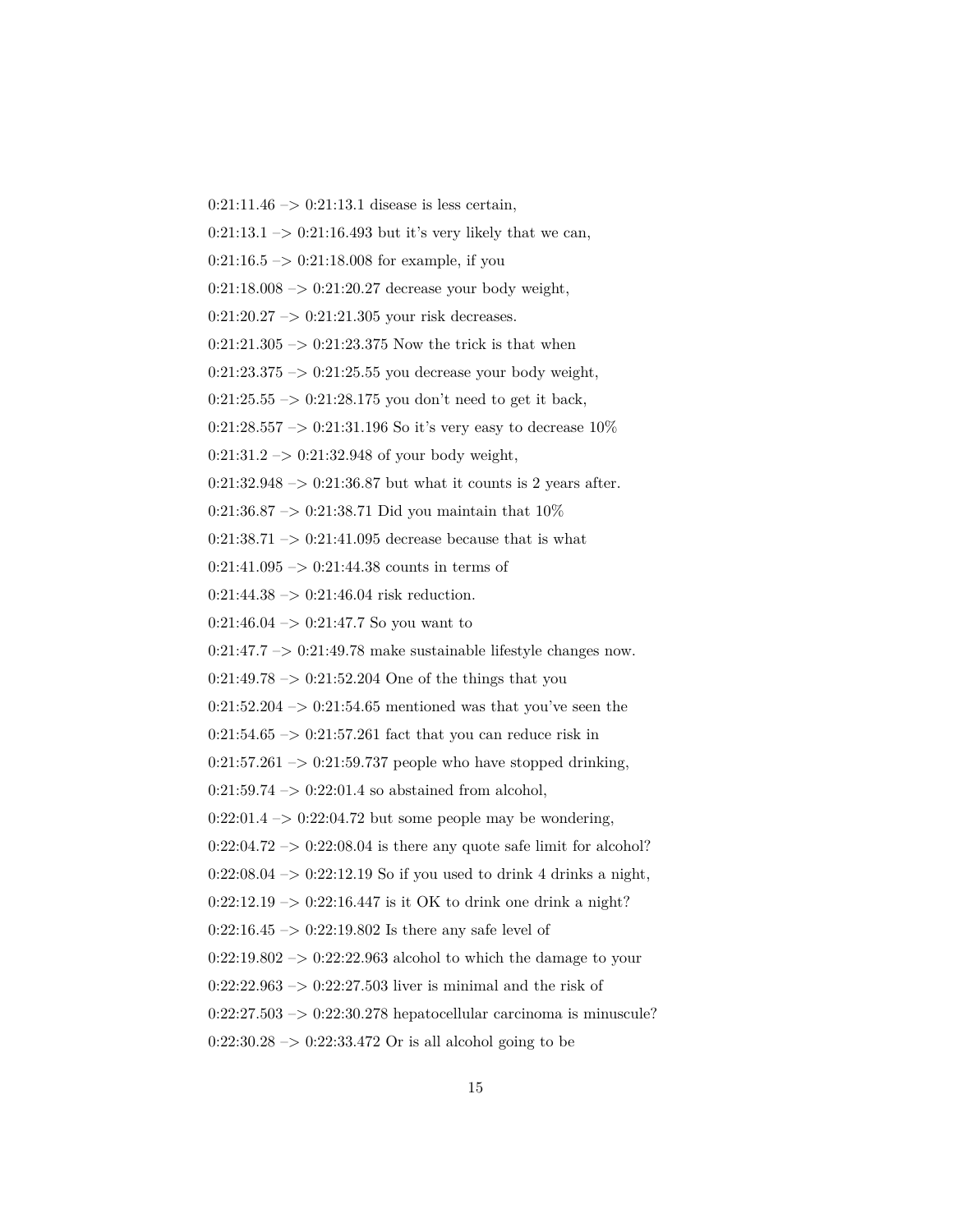0:21:11.46 –> 0:21:13.1 disease is less certain,

0:21:13.1 –> 0:21:16.493 but it's very likely that we can,

0:21:16.5 –> 0:21:18.008 for example, if you

0:21:18.008 –> 0:21:20.27 decrease your body weight,

0:21:20.27 –> 0:21:21.305 your risk decreases.

0:21:21.305 –> 0:21:23.375 Now the trick is that when

0:21:23.375 –> 0:21:25.55 you decrease your body weight,

0:21:25.55 –> 0:21:28.175 you don't need to get it back,

0:21:28.557 –> 0:21:31.196 So it's very easy to decrease 10%

0:21:31.2 –> 0:21:32.948 of your body weight,

0:21:32.948 –> 0:21:36.87 but what it counts is 2 years after.

0:21:36.87 –> 0:21:38.71 Did you maintain that 10%

0:21:38.71 –> 0:21:41.095 decrease because that is what

0:21:41.095 –> 0:21:44.38 counts in terms of

0:21:44.38 –> 0:21:46.04 risk reduction.

0:21:46.04 –> 0:21:47.7 So you want to

0:21:47.7 –> 0:21:49.78 make sustainable lifestyle changes now.

0:21:49.78 –> 0:21:52.204 One of the things that you

0:21:52.204 –> 0:21:54.65 mentioned was that you've seen the

0:21:54.65 –> 0:21:57.261 fact that you can reduce risk in

0:21:57.261 –> 0:21:59.737 people who have stopped drinking,

0:21:59.74 –> 0:22:01.4 so abstained from alcohol,

0:22:01.4 –> 0:22:04.72 but some people may be wondering,

0:22:04.72 –> 0:22:08.04 is there any quote safe limit for alcohol?

0:22:08.04 –> 0:22:12.19 So if you used to drink 4 drinks a night,

0:22:12.19 –> 0:22:16.447 is it OK to drink one drink a night?

0:22:16.45 –> 0:22:19.802 Is there any safe level of

0:22:19.802 –> 0:22:22.963 alcohol to which the damage to your

0:22:22.963 –> 0:22:27.503 liver is minimal and the risk of

0:22:27.503 –> 0:22:30.278 hepatocellular carcinoma is minuscule?

0:22:30.28 –> 0:22:33.472 Or is all alcohol going to be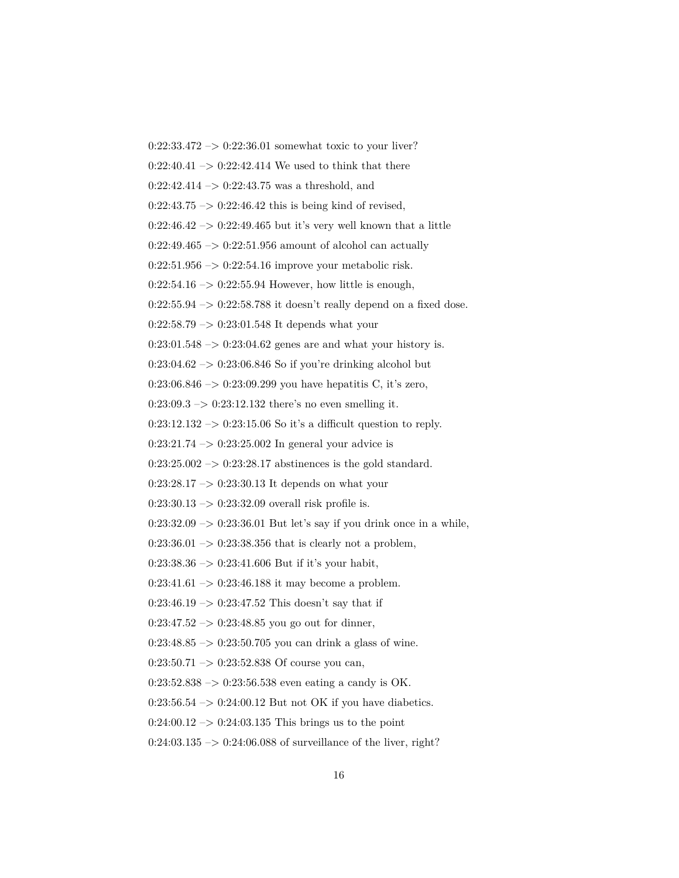0:22:33.472 –> 0:22:36.01 somewhat toxic to your liver?

0:22:40.41 –> 0:22:42.414 We used to think that there

0:22:42.414 –> 0:22:43.75 was a threshold, and

0:22:43.75 –> 0:22:46.42 this is being kind of revised,

0:22:46.42 –> 0:22:49.465 but it's very well known that a little

0:22:49.465 –> 0:22:51.956 amount of alcohol can actually

0:22:51.956 –> 0:22:54.16 improve your metabolic risk.

0:22:54.16 –> 0:22:55.94 However, how little is enough,

0:22:55.94 –> 0:22:58.788 it doesn't really depend on a fixed dose.

0:22:58.79 –> 0:23:01.548 It depends what your

0:23:01.548 –> 0:23:04.62 genes are and what your history is.

0:23:04.62 –> 0:23:06.846 So if you're drinking alcohol but

0:23:06.846 –> 0:23:09.299 you have hepatitis C, it's zero,

0:23:09.3 –> 0:23:12.132 there's no even smelling it.

0:23:12.132 –> 0:23:15.06 So it's a difficult question to reply.

0:23:21.74 –> 0:23:25.002 In general your advice is

0:23:25.002 –> 0:23:28.17 abstinences is the gold standard.

0:23:28.17 –> 0:23:30.13 It depends on what your

0:23:30.13 –> 0:23:32.09 overall risk profile is.

0:23:32.09 –> 0:23:36.01 But let's say if you drink once in a while,

0:23:36.01 –> 0:23:38.356 that is clearly not a problem,

0:23:38.36 –> 0:23:41.606 But if it's your habit,

0:23:41.61 –> 0:23:46.188 it may become a problem.

0:23:46.19 –> 0:23:47.52 This doesn't say that if

0:23:47.52 –> 0:23:48.85 you go out for dinner,

0:23:48.85 –> 0:23:50.705 you can drink a glass of wine.

0:23:50.71 –> 0:23:52.838 Of course you can,

0:23:52.838 –> 0:23:56.538 even eating a candy is OK.

0:23:56.54 –> 0:24:00.12 But not OK if you have diabetics.

0:24:00.12 –> 0:24:03.135 This brings us to the point

0:24:03.135 –> 0:24:06.088 of surveillance of the liver, right?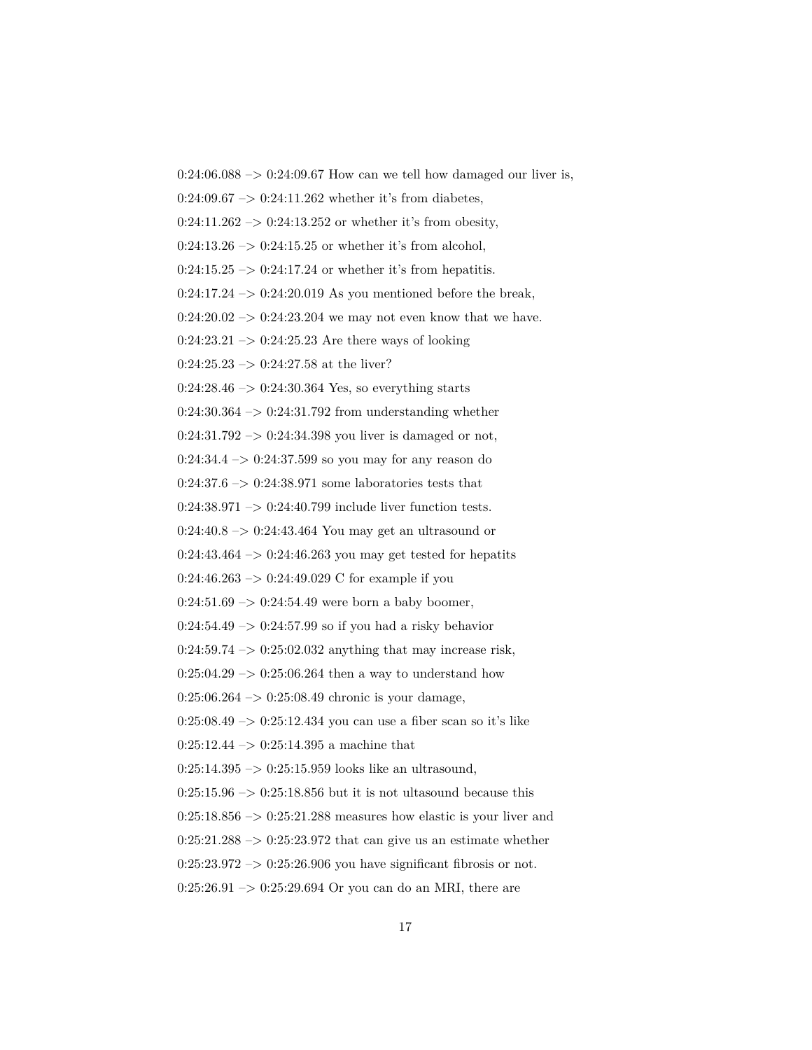0:24:06.088 –> 0:24:09.67 How can we tell how damaged our liver is,

0:24:09.67 –> 0:24:11.262 whether it's from diabetes,

0:24:11.262 –> 0:24:13.252 or whether it's from obesity,

0:24:13.26 –> 0:24:15.25 or whether it's from alcohol,

0:24:15.25 –> 0:24:17.24 or whether it's from hepatitis.

0:24:17.24 –> 0:24:20.019 As you mentioned before the break,

0:24:20.02 –> 0:24:23.204 we may not even know that we have.

0:24:23.21 –> 0:24:25.23 Are there ways of looking

0:24:25.23 –> 0:24:27.58 at the liver?

0:24:28.46 –> 0:24:30.364 Yes, so everything starts

0:24:30.364 –> 0:24:31.792 from understanding whether

0:24:31.792 –> 0:24:34.398 you liver is damaged or not,

0:24:34.4 –> 0:24:37.599 so you may for any reason do

0:24:37.6 –> 0:24:38.971 some laboratories tests that

0:24:38.971 –> 0:24:40.799 include liver function tests.

0:24:40.8 –> 0:24:43.464 You may get an ultrasound or

0:24:43.464 –> 0:24:46.263 you may get tested for hepatits

0:24:46.263 –> 0:24:49.029 C for example if you

0:24:51.69 –> 0:24:54.49 were born a baby boomer,

0:24:54.49 –> 0:24:57.99 so if you had a risky behavior

0:24:59.74 –> 0:25:02.032 anything that may increase risk,

0:25:04.29 –> 0:25:06.264 then a way to understand how

0:25:06.264 –> 0:25:08.49 chronic is your damage,

0:25:08.49 –> 0:25:12.434 you can use a fiber scan so it's like

0:25:12.44 –> 0:25:14.395 a machine that

0:25:14.395 –> 0:25:15.959 looks like an ultrasound,

0:25:15.96 –> 0:25:18.856 but it is not ultasound because this

0:25:18.856 –> 0:25:21.288 measures how elastic is your liver and

0:25:21.288 –> 0:25:23.972 that can give us an estimate whether

0:25:23.972 –> 0:25:26.906 you have significant fibrosis or not.

0:25:26.91 –> 0:25:29.694 Or you can do an MRI, there are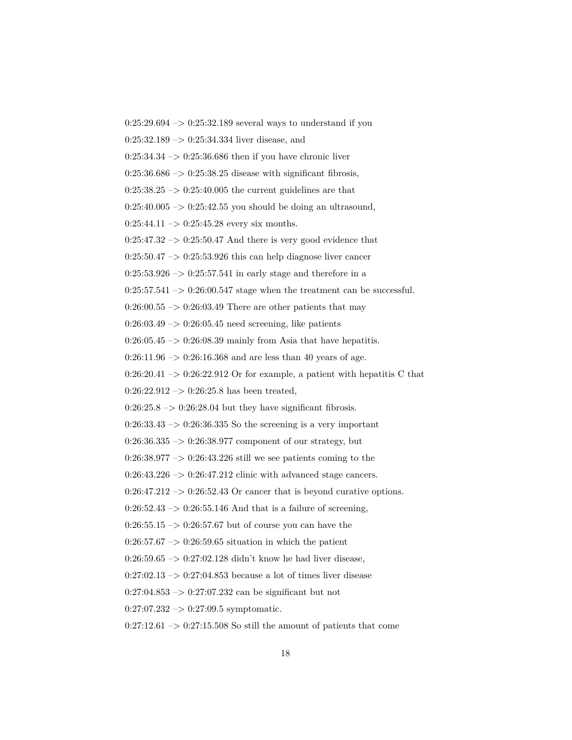0:25:29.694 –> 0:25:32.189 several ways to understand if you

0:25:32.189 –> 0:25:34.334 liver disease, and

0:25:34.34 –> 0:25:36.686 then if you have chronic liver

0:25:36.686 –> 0:25:38.25 disease with significant fibrosis,

0:25:38.25 –> 0:25:40.005 the current guidelines are that

0:25:40.005 –> 0:25:42.55 you should be doing an ultrasound,

0:25:44.11 –> 0:25:45.28 every six months.

0:25:47.32 –> 0:25:50.47 And there is very good evidence that

0:25:50.47 –> 0:25:53.926 this can help diagnose liver cancer

0:25:53.926 –> 0:25:57.541 in early stage and therefore in a

0:25:57.541 –> 0:26:00.547 stage when the treatment can be successful.

0:26:00.55 –> 0:26:03.49 There are other patients that may

0:26:03.49 –> 0:26:05.45 need screening, like patients

0:26:05.45 –> 0:26:08.39 mainly from Asia that have hepatitis.

0:26:11.96 –> 0:26:16.368 and are less than 40 years of age.

0:26:20.41 –> 0:26:22.912 Or for example, a patient with hepatitis C that

0:26:22.912 –> 0:26:25.8 has been treated,

0:26:25.8 –> 0:26:28.04 but they have significant fibrosis.

0:26:33.43 –> 0:26:36.335 So the screening is a very important

0:26:36.335 –> 0:26:38.977 component of our strategy, but

0:26:38.977 –> 0:26:43.226 still we see patients coming to the

0:26:43.226 –> 0:26:47.212 clinic with advanced stage cancers.

0:26:47.212 –> 0:26:52.43 Or cancer that is beyond curative options.

0:26:52.43 –> 0:26:55.146 And that is a failure of screening,

0:26:55.15 –> 0:26:57.67 but of course you can have the

0:26:57.67 –> 0:26:59.65 situation in which the patient

0:26:59.65 –> 0:27:02.128 didn't know he had liver disease,

0:27:02.13 –> 0:27:04.853 because a lot of times liver disease

0:27:04.853 –> 0:27:07.232 can be significant but not

0:27:07.232 –> 0:27:09.5 symptomatic.

0:27:12.61 –> 0:27:15.508 So still the amount of patients that come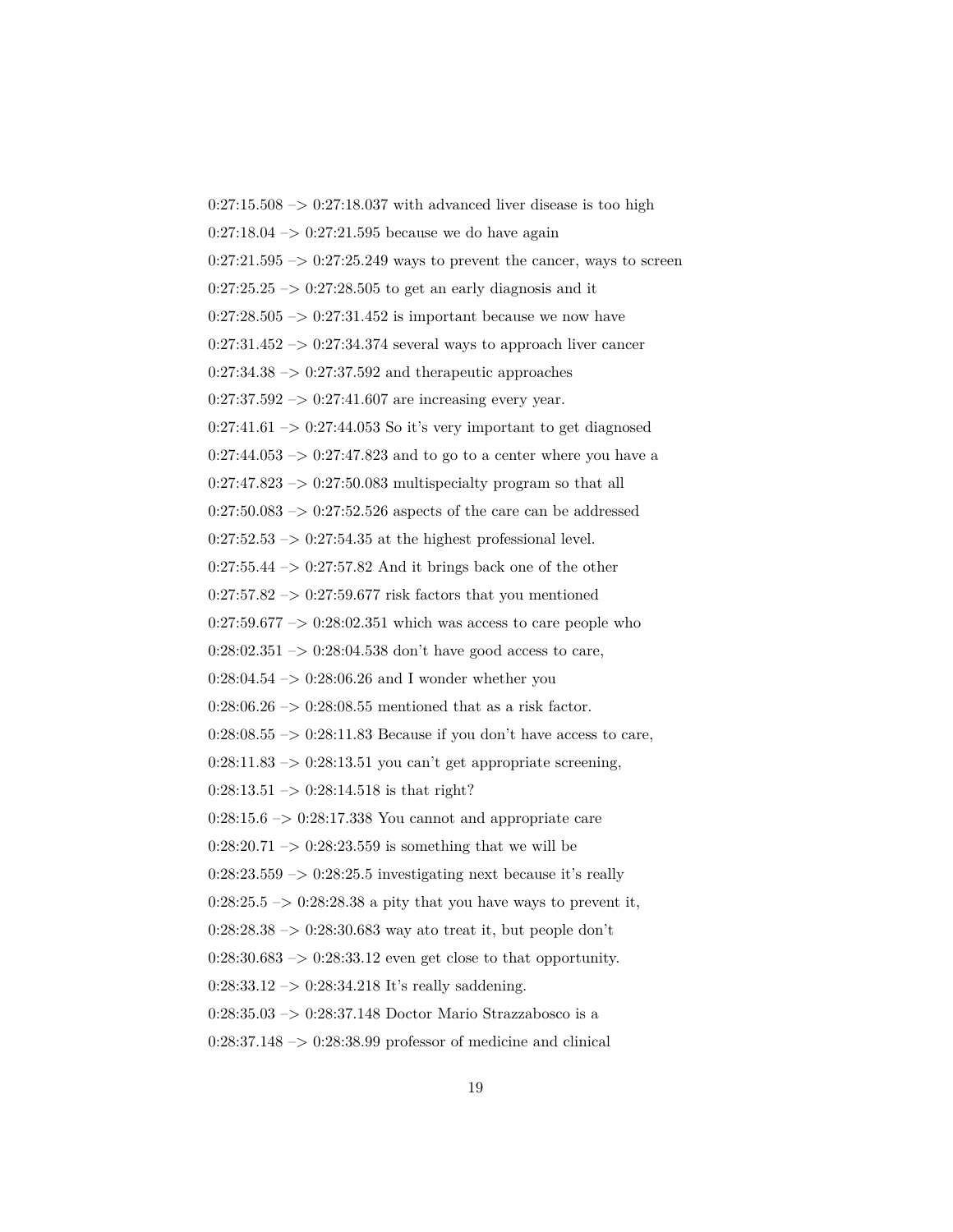0:27:15.508 –> 0:27:18.037 with advanced liver disease is too high

0:27:18.04 –> 0:27:21.595 because we do have again

0:27:21.595 –> 0:27:25.249 ways to prevent the cancer, ways to screen

0:27:25.25 –> 0:27:28.505 to get an early diagnosis and it

0:27:28.505 –> 0:27:31.452 is important because we now have

0:27:31.452 –> 0:27:34.374 several ways to approach liver cancer

0:27:34.38 –> 0:27:37.592 and therapeutic approaches

0:27:37.592 –> 0:27:41.607 are increasing every year.

0:27:41.61 –> 0:27:44.053 So it's very important to get diagnosed

0:27:44.053 –> 0:27:47.823 and to go to a center where you have a

0:27:47.823 –> 0:27:50.083 multispecialty program so that all

0:27:50.083 –> 0:27:52.526 aspects of the care can be addressed

0:27:52.53 –> 0:27:54.35 at the highest professional level.

0:27:55.44 –> 0:27:57.82 And it brings back one of the other

0:27:57.82 –> 0:27:59.677 risk factors that you mentioned

0:27:59.677 –> 0:28:02.351 which was access to care people who

0:28:02.351 –> 0:28:04.538 don't have good access to care,

0:28:04.54 –> 0:28:06.26 and I wonder whether you

0:28:06.26 –> 0:28:08.55 mentioned that as a risk factor.

0:28:08.55 –> 0:28:11.83 Because if you don't have access to care,

0:28:11.83 –> 0:28:13.51 you can't get appropriate screening,

0:28:13.51 –> 0:28:14.518 is that right?

0:28:15.6 –> 0:28:17.338 You cannot and appropriate care

0:28:20.71 –> 0:28:23.559 is something that we will be

0:28:23.559 –> 0:28:25.5 investigating next because it's really

0:28:25.5 –> 0:28:28.38 a pity that you have ways to prevent it,

0:28:28.38 –> 0:28:30.683 way ato treat it, but people don't

0:28:30.683 –> 0:28:33.12 even get close to that opportunity.

0:28:33.12 –> 0:28:34.218 It's really saddening.

0:28:35.03 –> 0:28:37.148 Doctor Mario Strazzabosco is a

0:28:37.148 –> 0:28:38.99 professor of medicine and clinical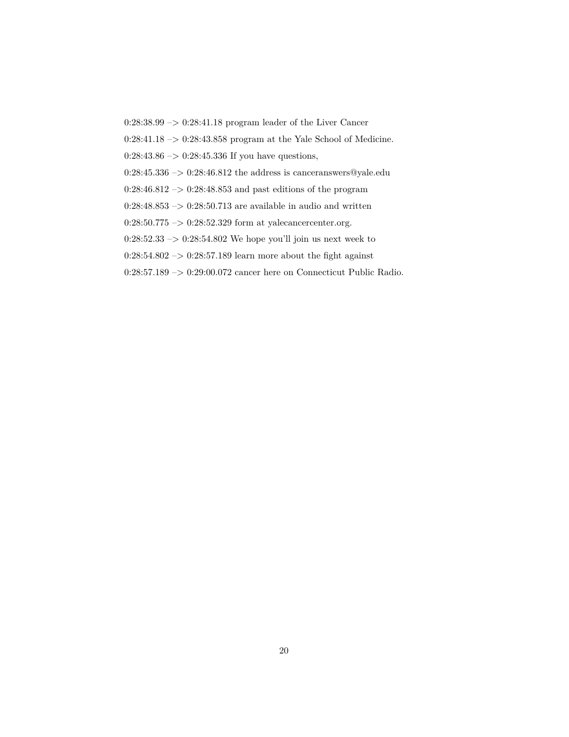0:28:38.99 –> 0:28:41.18 program leader of the Liver Cancer

0:28:41.18 –> 0:28:43.858 program at the Yale School of Medicine.

0:28:43.86 –> 0:28:45.336 If you have questions,

0:28:45.336 –> 0:28:46.812 the address is canceranswers@yale.edu

0:28:46.812 –> 0:28:48.853 and past editions of the program

0:28:48.853 –> 0:28:50.713 are available in audio and written

0:28:50.775 –> 0:28:52.329 form at yalecancercenter.org.

0:28:52.33 –> 0:28:54.802 We hope you'll join us next week to

0:28:54.802 –> 0:28:57.189 learn more about the fight against

0:28:57.189 –> 0:29:00.072 cancer here on Connecticut Public Radio.